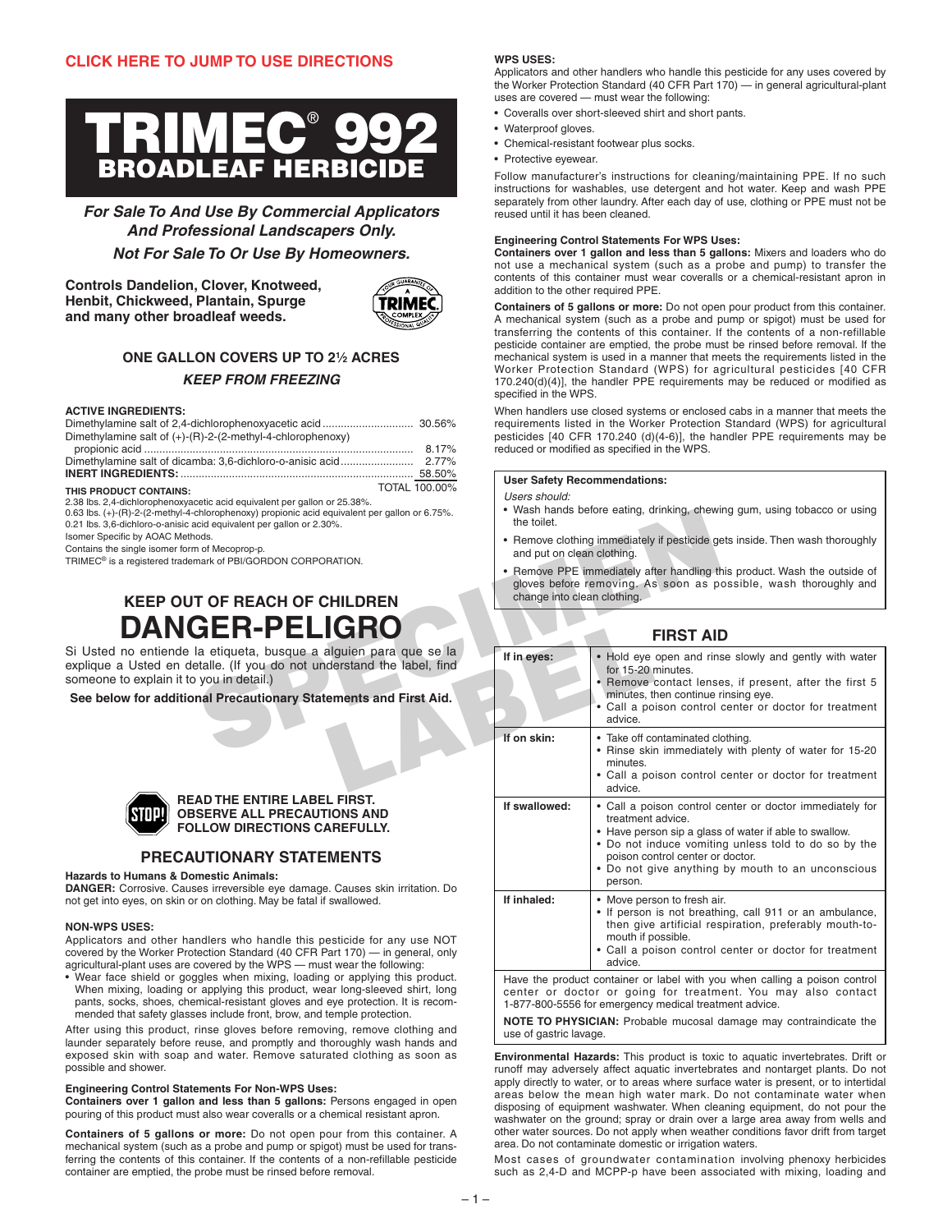**CLICK HERE TO JUMP TO USE DIRECTIONS**

# TRIMEC® 992
## BROADLEAF HERBICIDE

***For Sale To And Use By Commercial Applicators And Professional Landscapers Only.***

***Not For Sale To Or Use By Homeowners.***

**Controls Dandelion, Clover, Knotweed, Henbit, Chickweed, Plantain, Spurge and many other broadleaf weeds.**

**ONE GALLON COVERS UP TO 2½ ACRES**

***KEEP FROM FREEZING***

**ACTIVE INGREDIENTS:**

| | |
|---|---|
| Dimethylamine salt of 2,4-dichlorophenoxyacetic acid | 30.56% |
| Dimethylamine salt of (+)-(R)-2-(2-methyl-4-chlorophenoxy) propionic acid | 8.17% |
| Dimethylamine salt of dicamba: 3,6-dichloro-o-anisic acid | 2.77% |
| **INERT INGREDIENTS:** | 58.50% |
| | TOTAL 100.00% |

**THIS PRODUCT CONTAINS:**
2.38 lbs. 2,4-dichlorophenoxyacetic acid equivalent per gallon or 25.38%.
0.63 lbs. (+)-(R)-2-(2-methyl-4-chlorophenoxy) propionic acid equivalent per gallon or 6.75%.
0.21 lbs. 3,6-dichloro-o-anisic acid equivalent per gallon or 2.30%.
Isomer Specific by AOAC Methods.
Contains the single isomer form of Mecoprop-p.
TRIMEC® is a registered trademark of PBI/GORDON CORPORATION.

## KEEP OUT OF REACH OF CHILDREN
# DANGER-PELIGRO

Si Usted no entiende la etiqueta, busque a alguien para que se la explique a Usted en detalle. (If you do not understand the label, find someone to explain it to you in detail.)

**See below for additional Precautionary Statements and First Aid.**

**READ THE ENTIRE LABEL FIRST. OBSERVE ALL PRECAUTIONS AND FOLLOW DIRECTIONS CAREFULLY.**

## PRECAUTIONARY STATEMENTS

**Hazards to Humans & Domestic Animals:**
**DANGER:** Corrosive. Causes irreversible eye damage. Causes skin irritation. Do not get into eyes, on skin or on clothing. May be fatal if swallowed.

**NON-WPS USES:**
Applicators and other handlers who handle this pesticide for any use NOT covered by the Worker Protection Standard (40 CFR Part 170) — in general, only agricultural-plant uses are covered by the WPS — must wear the following:

- Wear face shield or goggles when mixing, loading or applying this product. When mixing, loading or applying this product, wear long-sleeved shirt, long pants, socks, shoes, chemical-resistant gloves and eye protection. It is recommended that safety glasses include front, brow, and temple protection.

After using this product, rinse gloves before removing, remove clothing and launder separately before reuse, and promptly and thoroughly wash hands and exposed skin with soap and water. Remove saturated clothing as soon as possible and shower.

**Engineering Control Statements For Non-WPS Uses:**
**Containers over 1 gallon and less than 5 gallons:** Persons engaged in open pouring of this product must also wear coveralls or a chemical resistant apron.

**Containers of 5 gallons or more:** Do not open pour from this container. A mechanical system (such as a probe and pump or spigot) must be used for transferring the contents of this container. If the contents of a non-refillable pesticide container are emptied, the probe must be rinsed before removal.

**WPS USES:**
Applicators and other handlers who handle this pesticide for any uses covered by the Worker Protection Standard (40 CFR Part 170) — in general agricultural-plant uses are covered — must wear the following:

- Coveralls over short-sleeved shirt and short pants.
- Waterproof gloves.
- Chemical-resistant footwear plus socks.
- Protective eyewear.

Follow manufacturer's instructions for cleaning/maintaining PPE. If no such instructions for washables, use detergent and hot water. Keep and wash PPE separately from other laundry. After each day of use, clothing or PPE must not be reused until it has been cleaned.

**Engineering Control Statements For WPS Uses:**
**Containers over 1 gallon and less than 5 gallons:** Mixers and loaders who do not use a mechanical system (such as a probe and pump) to transfer the contents of this container must wear coveralls or a chemical-resistant apron in addition to the other required PPE.

**Containers of 5 gallons or more:** Do not open pour product from this container. A mechanical system (such as a probe and pump or spigot) must be used for transferring the contents of this container. If the contents of a non-refillable pesticide container are emptied, the probe must be rinsed before removal. If the mechanical system is used in a manner that meets the requirements listed in the Worker Protection Standard (WPS) for agricultural pesticides [40 CFR 170.240(d)(4)], the handler PPE requirements may be reduced or modified as specified in the WPS.

When handlers use closed systems or enclosed cabs in a manner that meets the requirements listed in the Worker Protection Standard (WPS) for agricultural pesticides [40 CFR 170.240 (d)(4-6)], the handler PPE requirements may be reduced or modified as specified in the WPS.

**User Safety Recommendations:**
*Users should:*

- Wash hands before eating, drinking, chewing gum, using tobacco or using the toilet.
- Remove clothing immediately if pesticide gets inside. Then wash thoroughly and put on clean clothing.
- Remove PPE immediately after handling this product. Wash the outside of gloves before removing. As soon as possible, wash thoroughly and change into clean clothing.

## FIRST AID

| | |
|---|---|
| **If in eyes:** | • Hold eye open and rinse slowly and gently with water for 15-20 minutes. • Remove contact lenses, if present, after the first 5 minutes, then continue rinsing eye. • Call a poison control center or doctor for treatment advice. |
| **If on skin:** | • Take off contaminated clothing. • Rinse skin immediately with plenty of water for 15-20 minutes. • Call a poison control center or doctor for treatment advice. |
| **If swallowed:** | • Call a poison control center or doctor immediately for treatment advice. • Have person sip a glass of water if able to swallow. • Do not induce vomiting unless told to do so by the poison control center or doctor. • Do not give anything by mouth to an unconscious person. |
| **If inhaled:** | • Move person to fresh air. • If person is not breathing, call 911 or an ambulance, then give artificial respiration, preferably mouth-to-mouth if possible. • Call a poison control center or doctor for treatment advice. |

Have the product container or label with you when calling a poison control center or doctor or going for treatment. You may also contact 1-877-800-5556 for emergency medical treatment advice.

**NOTE TO PHYSICIAN:** Probable mucosal damage may contraindicate the use of gastric lavage.

**Environmental Hazards:** This product is toxic to aquatic invertebrates. Drift or runoff may adversely affect aquatic invertebrates and nontarget plants. Do not apply directly to water, or to areas where surface water is present, or to intertidal areas below the mean high water mark. Do not contaminate water when disposing of equipment washwater. When cleaning equipment, do not pour the washwater on the ground; spray or drain over a large area away from wells and other water sources. Do not apply when weather conditions favor drift from target area. Do not contaminate domestic or irrigation waters.

Most cases of groundwater contamination involving phenoxy herbicides such as 2,4-D and MCPP-p have been associated with mixing, loading and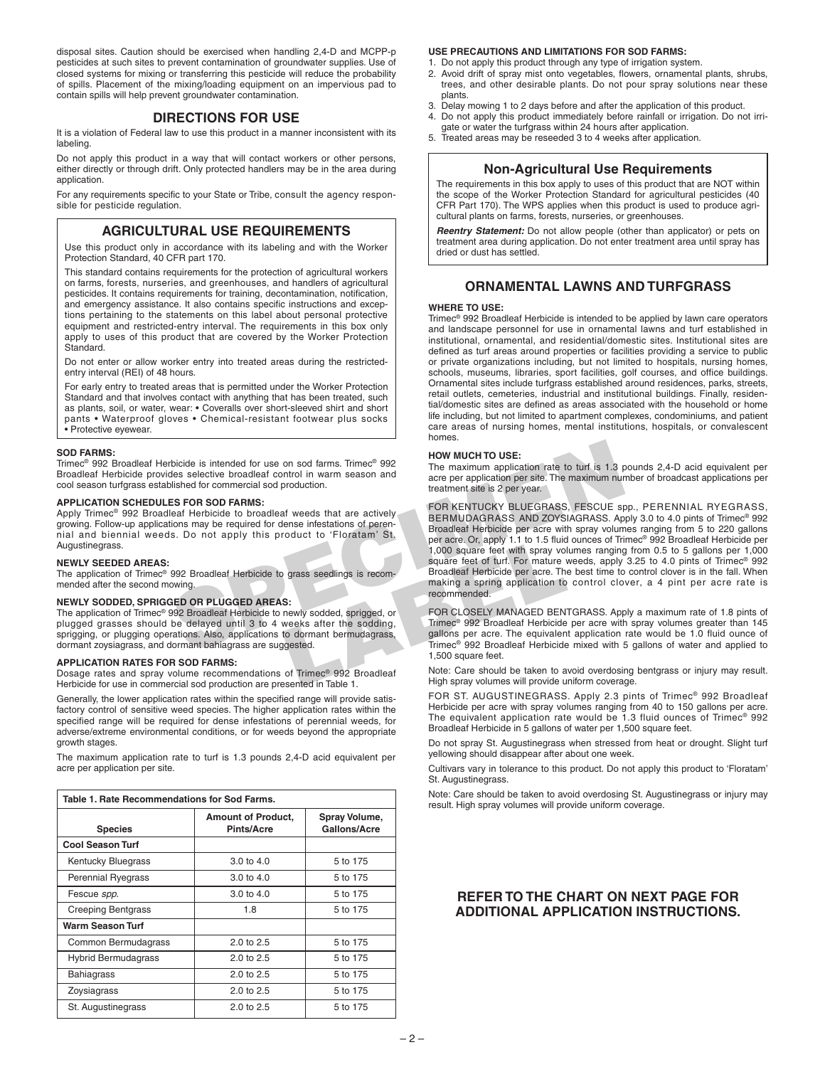disposal sites. Caution should be exercised when handling 2,4-D and MCPP-p pesticides at such sites to prevent contamination of groundwater supplies. Use of closed systems for mixing or transferring this pesticide will reduce the probability of spills. Placement of the mixing/loading equipment on an impervious pad to contain spills will help prevent groundwater contamination.

## DIRECTIONS FOR USE

It is a violation of Federal law to use this product in a manner inconsistent with its labeling.

Do not apply this product in a way that will contact workers or other persons, either directly or through drift. Only protected handlers may be in the area during application.

For any requirements specific to your State or Tribe, consult the agency responsible for pesticide regulation.

## AGRICULTURAL USE REQUIREMENTS

Use this product only in accordance with its labeling and with the Worker Protection Standard, 40 CFR part 170.

This standard contains requirements for the protection of agricultural workers on farms, forests, nurseries, and greenhouses, and handlers of agricultural pesticides. It contains requirements for training, decontamination, notification, and emergency assistance. It also contains specific instructions and exceptions pertaining to the statements on this label about personal protective equipment and restricted-entry interval. The requirements in this box only apply to uses of this product that are covered by the Worker Protection Standard.

Do not enter or allow worker entry into treated areas during the restricted-entry interval (REI) of 48 hours.

For early entry to treated areas that is permitted under the Worker Protection Standard and that involves contact with anything that has been treated, such as plants, soil, or water, wear: • Coveralls over short-sleeved shirt and short pants • Waterproof gloves • Chemical-resistant footwear plus socks • Protective eyewear.

### SOD FARMS:

Trimec® 992 Broadleaf Herbicide is intended for use on sod farms. Trimec® 992 Broadleaf Herbicide provides selective broadleaf control in warm season and cool season turfgrass established for commercial sod production.

### APPLICATION SCHEDULES FOR SOD FARMS:

Apply Trimec® 992 Broadleaf Herbicide to broadleaf weeds that are actively growing. Follow-up applications may be required for dense infestations of perennial and biennial weeds. Do not apply this product to 'Floratam' St. Augustinegrass.

### NEWLY SEEDED AREAS:

The application of Trimec® 992 Broadleaf Herbicide to grass seedlings is recommended after the second mowing.

### NEWLY SODDED, SPRIGGED OR PLUGGED AREAS:

The application of Trimec® 992 Broadleaf Herbicide to newly sodded, sprigged, or plugged grasses should be delayed until 3 to 4 weeks after the sodding, sprigging, or plugging operations. Also, applications to dormant bermudagrass, dormant zoysiagrass, and dormant bahiagrass are suggested.

### APPLICATION RATES FOR SOD FARMS:

Dosage rates and spray volume recommendations of Trimec® 992 Broadleaf Herbicide for use in commercial sod production are presented in Table 1.

Generally, the lower application rates within the specified range will provide satisfactory control of sensitive weed species. The higher application rates within the specified range will be required for dense infestations of perennial weeds, for adverse/extreme environmental conditions, or for weeds beyond the appropriate growth stages.

The maximum application rate to turf is 1.3 pounds 2,4-D acid equivalent per acre per application per site.

**Table 1. Rate Recommendations for Sod Farms.**

| Species | Amount of Product, Pints/Acre | Spray Volume, Gallons/Acre |
|---|---|---|
| **Cool Season Turf** | | |
| Kentucky Bluegrass | 3.0 to 4.0 | 5 to 175 |
| Perennial Ryegrass | 3.0 to 4.0 | 5 to 175 |
| Fescue *spp.* | 3.0 to 4.0 | 5 to 175 |
| Creeping Bentgrass | 1.8 | 5 to 175 |
| **Warm Season Turf** | | |
| Common Bermudagrass | 2.0 to 2.5 | 5 to 175 |
| Hybrid Bermudagrass | 2.0 to 2.5 | 5 to 175 |
| Bahiagrass | 2.0 to 2.5 | 5 to 175 |
| Zoysiagrass | 2.0 to 2.5 | 5 to 175 |
| St. Augustinegrass | 2.0 to 2.5 | 5 to 175 |

### USE PRECAUTIONS AND LIMITATIONS FOR SOD FARMS:

1. Do not apply this product through any type of irrigation system.
2. Avoid drift of spray mist onto vegetables, flowers, ornamental plants, shrubs, trees, and other desirable plants. Do not pour spray solutions near these plants.
3. Delay mowing 1 to 2 days before and after the application of this product.
4. Do not apply this product immediately before rainfall or irrigation. Do not irrigate or water the turfgrass within 24 hours after application.
5. Treated areas may be reseeded 3 to 4 weeks after application.

## Non-Agricultural Use Requirements

The requirements in this box apply to uses of this product that are NOT within the scope of the Worker Protection Standard for agricultural pesticides (40 CFR Part 170). The WPS applies when this product is used to produce agricultural plants on farms, forests, nurseries, or greenhouses.

***Reentry Statement:*** Do not allow people (other than applicator) or pets on treatment area during application. Do not enter treatment area until spray has dried or dust has settled.

## ORNAMENTAL LAWNS AND TURFGRASS

### WHERE TO USE:

Trimec® 992 Broadleaf Herbicide is intended to be applied by lawn care operators and landscape personnel for use in ornamental lawns and turf established in institutional, ornamental, and residential/domestic sites. Institutional sites are defined as turf areas around properties or facilities providing a service to public or private organizations including, but not limited to hospitals, nursing homes, schools, museums, libraries, sport facilities, golf courses, and office buildings. Ornamental sites include turfgrass established around residences, parks, streets, retail outlets, cemeteries, industrial and institutional buildings. Finally, residential/domestic sites are defined as areas associated with the household or home life including, but not limited to apartment complexes, condominiums, and patient care areas of nursing homes, mental institutions, hospitals, or convalescent homes.

### HOW MUCH TO USE:

The maximum application rate to turf is 1.3 pounds 2,4-D acid equivalent per acre per application per site. The maximum number of broadcast applications per treatment site is 2 per year.

FOR KENTUCKY BLUEGRASS, FESCUE spp., PERENNIAL RYEGRASS, BERMUDAGRASS AND ZOYSIAGRASS. Apply 3.0 to 4.0 pints of Trimec® 992 Broadleaf Herbicide per acre with spray volumes ranging from 5 to 220 gallons per acre. Or, apply 1.1 to 1.5 fluid ounces of Trimec® 992 Broadleaf Herbicide per 1,000 square feet with spray volumes ranging from 0.5 to 5 gallons per 1,000 square feet of turf. For mature weeds, apply 3.25 to 4.0 pints of Trimec® 992 Broadleaf Herbicide per acre. The best time to control clover is in the fall. When making a spring application to control clover, a 4 pint per acre rate is recommended.

FOR CLOSELY MANAGED BENTGRASS. Apply a maximum rate of 1.8 pints of Trimec® 992 Broadleaf Herbicide per acre with spray volumes greater than 145 gallons per acre. The equivalent application rate would be 1.0 fluid ounce of Trimec® 992 Broadleaf Herbicide mixed with 5 gallons of water and applied to 1,500 square feet.

Note: Care should be taken to avoid overdosing bentgrass or injury may result. High spray volumes will provide uniform coverage.

FOR ST. AUGUSTINEGRASS. Apply 2.3 pints of Trimec® 992 Broadleaf Herbicide per acre with spray volumes ranging from 40 to 150 gallons per acre. The equivalent application rate would be 1.3 fluid ounces of Trimec® 992 Broadleaf Herbicide in 5 gallons of water per 1,500 square feet.

Do not spray St. Augustinegrass when stressed from heat or drought. Slight turf yellowing should disappear after about one week.

Cultivars vary in tolerance to this product. Do not apply this product to 'Floratam' St. Augustinegrass.

Note: Care should be taken to avoid overdosing St. Augustinegrass or injury may result. High spray volumes will provide uniform coverage.

**REFER TO THE CHART ON NEXT PAGE FOR ADDITIONAL APPLICATION INSTRUCTIONS.**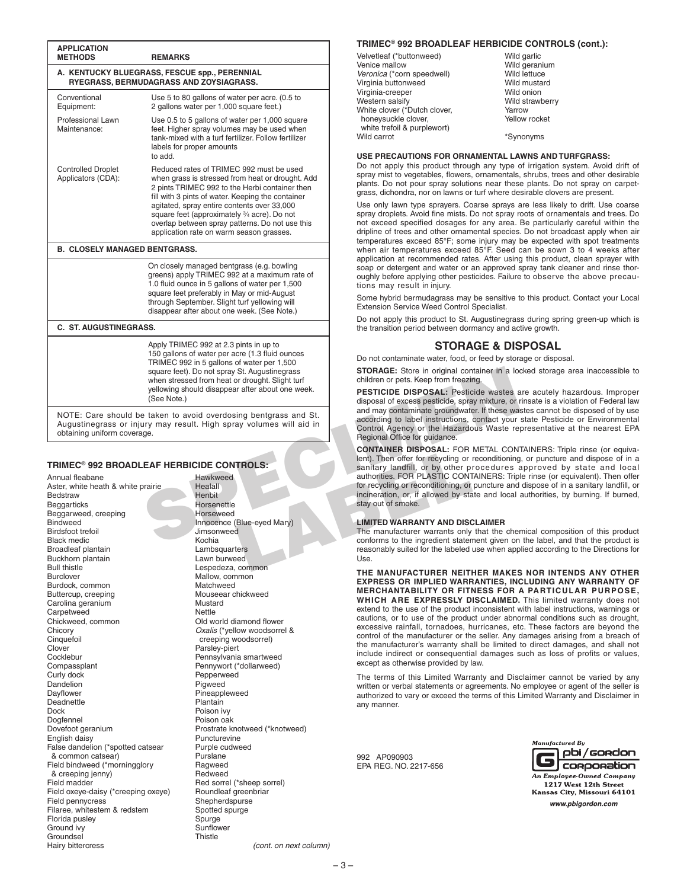| APPLICATION METHODS | REMARKS |
|---|---|
| **A. KENTUCKY BLUEGRASS, FESCUE spp., PERENNIAL RYEGRASS, BERMUDAGRASS AND ZOYSIAGRASS.** | |
| Conventional Equipment: | Use 5 to 80 gallons of water per acre. (0.5 to 2 gallons water per 1,000 square feet.) |
| Professional Lawn Maintenance: | Use 0.5 to 5 gallons of water per 1,000 square feet. Higher spray volumes may be used when tank-mixed with a turf fertilizer. Follow fertilizer labels for proper amounts to add. |
| Controlled Droplet Applicators (CDA): | Reduced rates of TRIMEC 992 must be used when grass is stressed from heat or drought. Add 2 pints TRIMEC 992 to the Herbi container then fill with 3 pints of water. Keeping the container agitated, spray entire contents over 33,000 square feet (approximately ¾ acre). Do not overlap between spray patterns. Do not use this application rate on warm season grasses. |
| **B. CLOSELY MANAGED BENTGRASS.** | |
| | On closely managed bentgrass (e.g. bowling greens) apply TRIMEC 992 at a maximum rate of 1.0 fluid ounce in 5 gallons of water per 1,500 square feet preferably in May or mid-August through September. Slight turf yellowing will disappear after about one week. (See Note.) |
| **C. ST. AUGUSTINEGRASS.** | |
| | Apply TRIMEC 992 at 2.3 pints in up to 150 gallons of water per acre (1.3 fluid ounces TRIMEC 992 in 5 gallons of water per 1,500 square feet). Do not spray St. Augustinegrass when stressed from heat or drought. Slight turf yellowing should disappear after about one week. (See Note.) |

NOTE: Care should be taken to avoid overdosing bentgrass and St. Augustinegrass or injury may result. High spray volumes will aid in obtaining uniform coverage.

### TRIMEC® 992 BROADLEAF HERBICIDE CONTROLS:

Annual fleabane
Aster, white heath & white prairie
Bedstraw
Beggarticks
Beggarweed, creeping
Bindweed
Birdsfoot trefoil
Black medic
Broadleaf plantain
Buckhorn plantain
Bull thistle
Burclover
Burdock, common
Buttercup, creeping
Carolina geranium
Carpetweed
Chickweed, common
Chicory
Cinquefoil
Clover
Cocklebur
Compassplant
Curly dock
Dandelion
Dayflower
Deadnettle
Dock
Dogfennel
Dovefoot geranium
English daisy
False dandelion (*spotted catsear & common catsear)
Field bindweed (*morningglory & creeping jenny)
Field madder
Field oxeye-daisy (*creeping oxeye)
Field pennycress
Filaree, whitestem & redstem
Florida pusley
Ground ivy
Groundsel
Hairy bittercress
Hawkweed
Healall
Henbit
Horsenettle
Horseweed
Innocence (Blue-eyed Mary)
Jimsonweed
Kochia
Lambsquarters
Lawn burweed
Lespedeza, common
Mallow, common
Matchweed
Mouseear chickweed
Mustard
Nettle
Old world diamond flower
*Oxalis* (*yellow woodsorrel & creeping woodsorrel)
Parsley-piert
Pennsylvania smartweed
Pennywort (*dollarweed)
Pepperweed
Pigweed
Pineappleweed
Plantain
Poison ivy
Poison oak
Prostrate knotweed (*knotweed)
Puncturevine
Purple cudweed
Purslane
Ragweed
Redweed
Red sorrel (*sheep sorrel)
Roundleaf greenbriar
Shepherdspurse
Spotted spurge
Spurge
Sunflower
Thistle

*(cont. on next column)*

### TRIMEC® 992 BROADLEAF HERBICIDE CONTROLS (cont.):

Velvetleaf (*buttonweed)
Venice mallow
*Veronica* (*corn speedwell)
Virginia buttonweed
Virginia-creeper
Western salsify
White clover (*Dutch clover, honeysuckle clover, white trefoil & purplewort)
Wild carrot
Wild garlic
Wild geranium
Wild lettuce
Wild mustard
Wild onion
Wild strawberry
Yarrow
Yellow rocket

*Synonyms

**USE PRECAUTIONS FOR ORNAMENTAL LAWNS AND TURFGRASS:**
Do not apply this product through any type of irrigation system. Avoid drift of spray mist to vegetables, flowers, ornamentals, shrubs, trees and other desirable plants. Do not pour spray solutions near these plants. Do not spray on carpetgrass, dichondra, nor on lawns or turf where desirable clovers are present.

Use only lawn type sprayers. Coarse sprays are less likely to drift. Use coarse spray droplets. Avoid fine mists. Do not spray roots of ornamentals and trees. Do not exceed specified dosages for any area. Be particularly careful within the dripline of trees and other ornamental species. Do not broadcast apply when air temperatures exceed 85°F; some injury may be expected with spot treatments when air temperatures exceed 85°F. Seed can be sown 3 to 4 weeks after application at recommended rates. After using this product, clean sprayer with soap or detergent and water or an approved spray tank cleaner and rinse thoroughly before applying other pesticides. Failure to observe the above precautions may result in injury.

Some hybrid bermudagrass may be sensitive to this product. Contact your Local Extension Service Weed Control Specialist.

Do not apply this product to St. Augustinegrass during spring green-up which is the transition period between dormancy and active growth.

## STORAGE & DISPOSAL

Do not contaminate water, food, or feed by storage or disposal.

**STORAGE:** Store in original container in a locked storage area inaccessible to children or pets. Keep from freezing.

**PESTICIDE DISPOSAL:** Pesticide wastes are acutely hazardous. Improper disposal of excess pesticide, spray mixture, or rinsate is a violation of Federal law and may contaminate groundwater. If these wastes cannot be disposed of by use according to label instructions, contact your state Pesticide or Environmental Control Agency or the Hazardous Waste representative at the nearest EPA Regional Office for guidance.

**CONTAINER DISPOSAL:** FOR METAL CONTAINERS: Triple rinse (or equivalent). Then offer for recycling or reconditioning, or puncture and dispose of in a sanitary landfill, or by other procedures approved by state and local authorities. FOR PLASTIC CONTAINERS: Triple rinse (or equivalent). Then offer for recycling or reconditioning, or puncture and dispose of in a sanitary landfill, or incineration, or, if allowed by state and local authorities, by burning. If burned, stay out of smoke.

**LIMITED WARRANTY AND DISCLAIMER**
The manufacturer warrants only that the chemical composition of this product conforms to the ingredient statement given on the label, and that the product is reasonably suited for the labeled use when applied according to the Directions for Use.

**THE MANUFACTURER NEITHER MAKES NOR INTENDS ANY OTHER EXPRESS OR IMPLIED WARRANTIES, INCLUDING ANY WARRANTY OF MERCHANTABILITY OR FITNESS FOR A PARTICULAR PURPOSE, WHICH ARE EXPRESSLY DISCLAIMED.** This limited warranty does not extend to the use of the product inconsistent with label instructions, warnings or cautions, or to use of the product under abnormal conditions such as drought, excessive rainfall, tornadoes, hurricanes, etc. These factors are beyond the control of the manufacturer or the seller. Any damages arising from a breach of the manufacturer's warranty shall be limited to direct damages, and shall not include indirect or consequential damages such as loss of profits or values, except as otherwise provided by law.

The terms of this Limited Warranty and Disclaimer cannot be varied by any written or verbal statements or agreements. No employee or agent of the seller is authorized to vary or exceed the terms of this Limited Warranty and Disclaimer in any manner.

992 AP090903
EPA REG. NO. 2217-656

*Manufactured By*
pbi/gordon corporation
*An Employee-Owned Company*
1217 West 12th Street
Kansas City, Missouri 64101
*www.pbigordon.com*